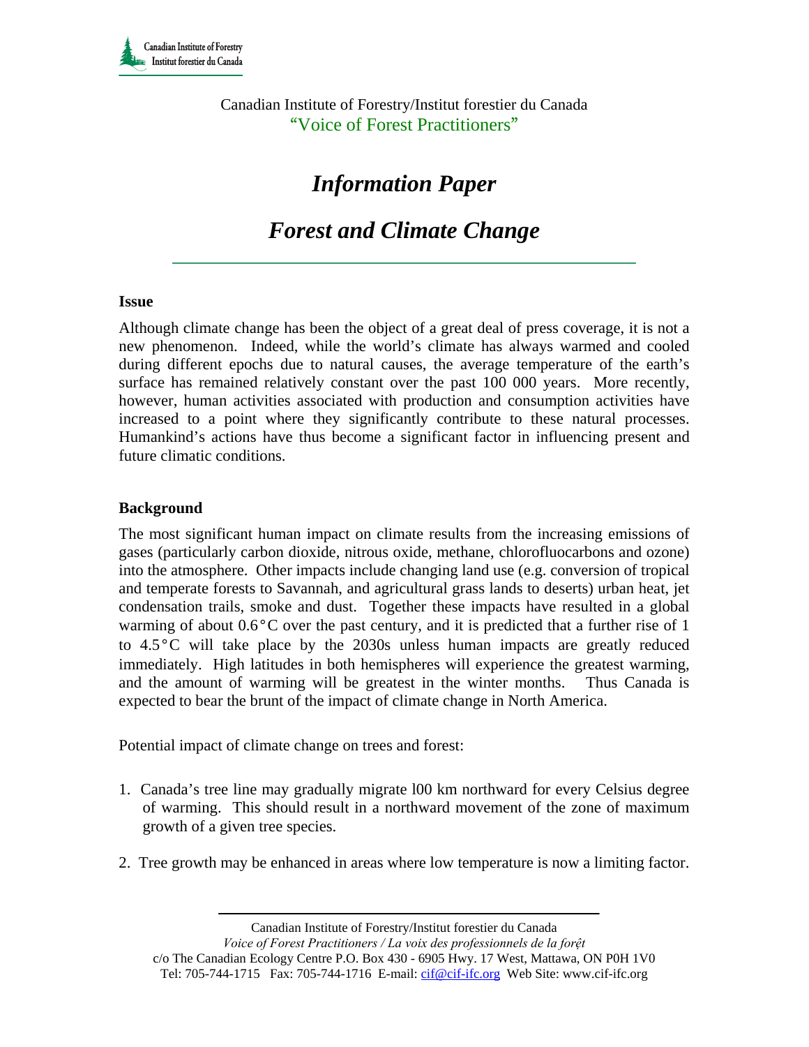Canadian Institute of Forestry/Institut forestier du Canada
"Voice of Forest Practitioners"

# *Information Paper*

# *Forest and Climate Change*

---

**Issue**

Although climate change has been the object of a great deal of press coverage, it is not a new phenomenon. Indeed, while the world's climate has always warmed and cooled during different epochs due to natural causes, the average temperature of the earth's surface has remained relatively constant over the past 100 000 years. More recently, however, human activities associated with production and consumption activities have increased to a point where they significantly contribute to these natural processes. Humankind's actions have thus become a significant factor in influencing present and future climatic conditions.

**Background**

The most significant human impact on climate results from the increasing emissions of gases (particularly carbon dioxide, nitrous oxide, methane, chlorofluocarbons and ozone) into the atmosphere. Other impacts include changing land use (e.g. conversion of tropical and temperate forests to Savannah, and agricultural grass lands to deserts) urban heat, jet condensation trails, smoke and dust. Together these impacts have resulted in a global warming of about 0.6°C over the past century, and it is predicted that a further rise of 1 to 4.5°C will take place by the 2030s unless human impacts are greatly reduced immediately. High latitudes in both hemispheres will experience the greatest warming, and the amount of warming will be greatest in the winter months. Thus Canada is expected to bear the brunt of the impact of climate change in North America.

Potential impact of climate change on trees and forest:

1. Canada's tree line may gradually migrate l00 km northward for every Celsius degree of warming. This should result in a northward movement of the zone of maximum growth of a given tree species.

2. Tree growth may be enhanced in areas where low temperature is now a limiting factor.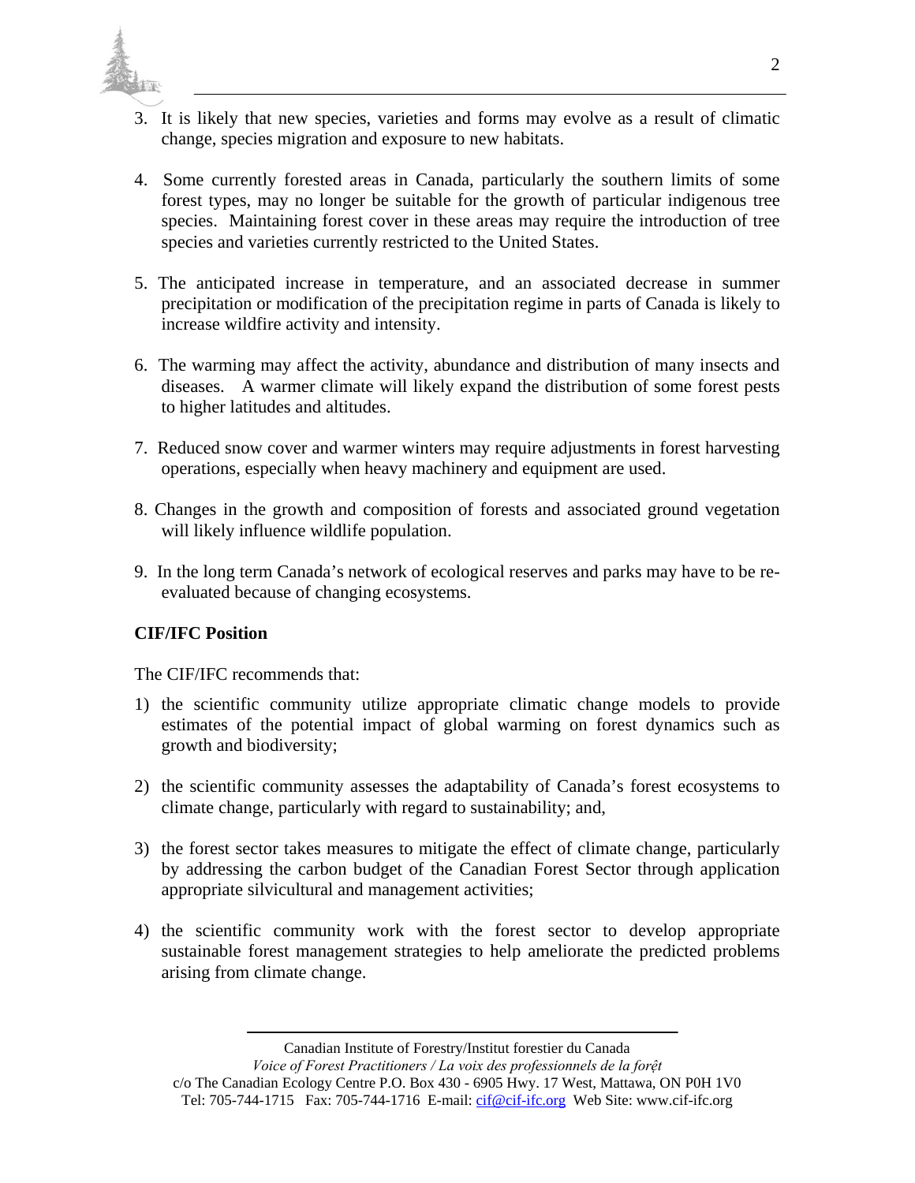3. It is likely that new species, varieties and forms may evolve as a result of climatic change, species migration and exposure to new habitats.

4. Some currently forested areas in Canada, particularly the southern limits of some forest types, may no longer be suitable for the growth of particular indigenous tree species. Maintaining forest cover in these areas may require the introduction of tree species and varieties currently restricted to the United States.

5. The anticipated increase in temperature, and an associated decrease in summer precipitation or modification of the precipitation regime in parts of Canada is likely to increase wildfire activity and intensity.

6. The warming may affect the activity, abundance and distribution of many insects and diseases. A warmer climate will likely expand the distribution of some forest pests to higher latitudes and altitudes.

7. Reduced snow cover and warmer winters may require adjustments in forest harvesting operations, especially when heavy machinery and equipment are used.

8. Changes in the growth and composition of forests and associated ground vegetation will likely influence wildlife population.

9. In the long term Canada's network of ecological reserves and parks may have to be re-evaluated because of changing ecosystems.

**CIF/IFC Position**

The CIF/IFC recommends that:

1) the scientific community utilize appropriate climatic change models to provide estimates of the potential impact of global warming on forest dynamics such as growth and biodiversity;

2) the scientific community assesses the adaptability of Canada's forest ecosystems to climate change, particularly with regard to sustainability; and,

3) the forest sector takes measures to mitigate the effect of climate change, particularly by addressing the carbon budget of the Canadian Forest Sector through application appropriate silvicultural and management activities;

4) the scientific community work with the forest sector to develop appropriate sustainable forest management strategies to help ameliorate the predicted problems arising from climate change.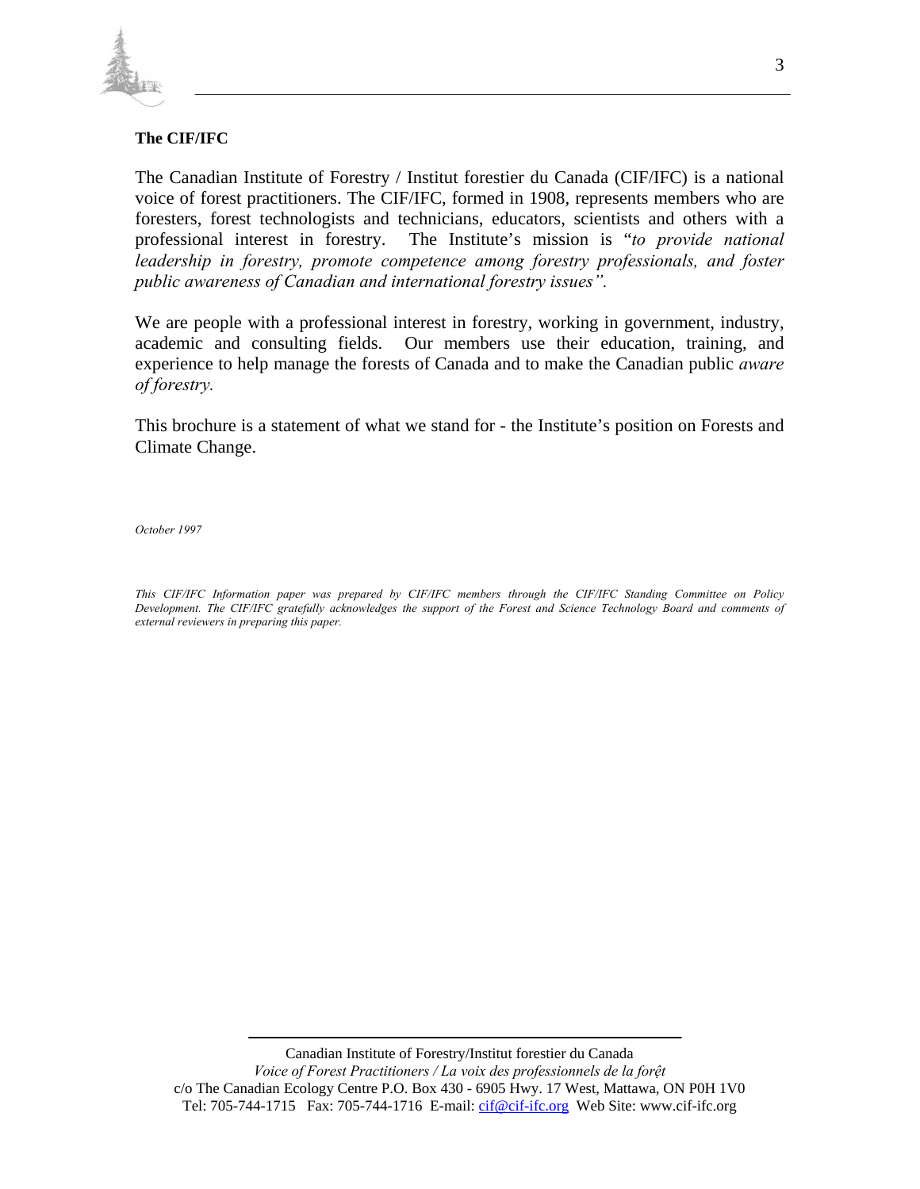**The CIF/IFC**

The Canadian Institute of Forestry / Institut forestier du Canada (CIF/IFC) is a national voice of forest practitioners. The CIF/IFC, formed in 1908, represents members who are foresters, forest technologists and technicians, educators, scientists and others with a professional interest in forestry. The Institute's mission is "*to provide national leadership in forestry, promote competence among forestry professionals, and foster public awareness of Canadian and international forestry issues*".

We are people with a professional interest in forestry, working in government, industry, academic and consulting fields. Our members use their education, training, and experience to help manage the forests of Canada and to make the Canadian public *aware of forestry.*

This brochure is a statement of what we stand for - the Institute's position on Forests and Climate Change.

*October 1997*

*This CIF/IFC Information paper was prepared by CIF/IFC members through the CIF/IFC Standing Committee on Policy Development. The CIF/IFC gratefully acknowledges the support of the Forest and Science Technology Board and comments of external reviewers in preparing this paper.*

Canadian Institute of Forestry/Institut forestier du Canada
*Voice of Forest Practitioners / La voix des professionnels de la forệt*
c/o The Canadian Ecology Centre P.O. Box 430 - 6905 Hwy. 17 West, Mattawa, ON P0H 1V0
Tel: 705-744-1715 Fax: 705-744-1716 E-mail: cif@cif-ifc.org Web Site: www.cif-ifc.org